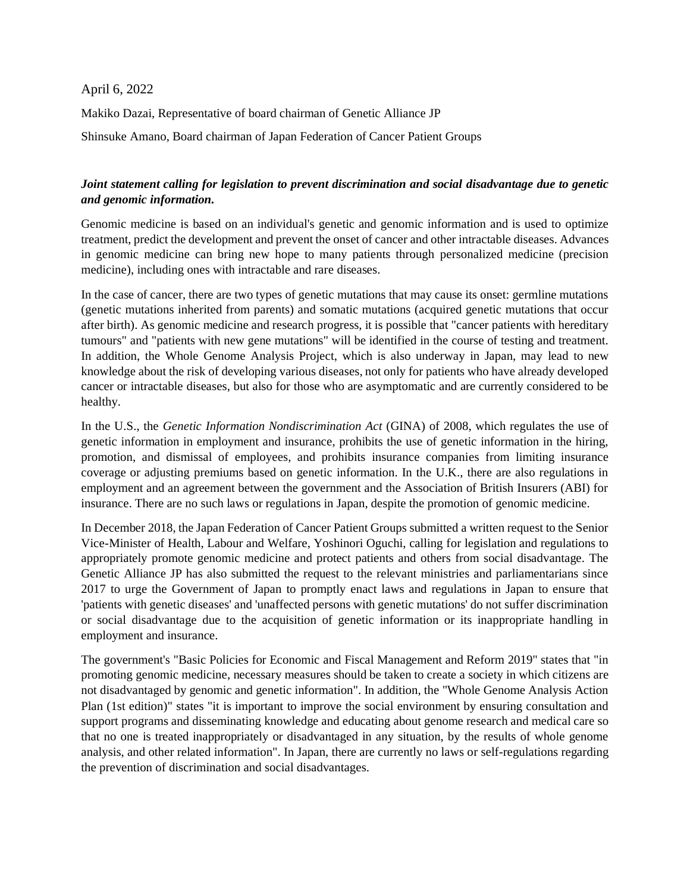April 6, 2022

Makiko Dazai, Representative of board chairman of Genetic Alliance JP

Shinsuke Amano, Board chairman of Japan Federation of Cancer Patient Groups

***Joint statement calling for legislation to prevent discrimination and social disadvantage due to genetic and genomic information.***

Genomic medicine is based on an individual's genetic and genomic information and is used to optimize treatment, predict the development and prevent the onset of cancer and other intractable diseases. Advances in genomic medicine can bring new hope to many patients through personalized medicine (precision medicine), including ones with intractable and rare diseases.

In the case of cancer, there are two types of genetic mutations that may cause its onset: germline mutations (genetic mutations inherited from parents) and somatic mutations (acquired genetic mutations that occur after birth). As genomic medicine and research progress, it is possible that "cancer patients with hereditary tumours" and "patients with new gene mutations" will be identified in the course of testing and treatment. In addition, the Whole Genome Analysis Project, which is also underway in Japan, may lead to new knowledge about the risk of developing various diseases, not only for patients who have already developed cancer or intractable diseases, but also for those who are asymptomatic and are currently considered to be healthy.

In the U.S., the *Genetic Information Nondiscrimination Act* (GINA) of 2008, which regulates the use of genetic information in employment and insurance, prohibits the use of genetic information in the hiring, promotion, and dismissal of employees, and prohibits insurance companies from limiting insurance coverage or adjusting premiums based on genetic information. In the U.K., there are also regulations in employment and an agreement between the government and the Association of British Insurers (ABI) for insurance. There are no such laws or regulations in Japan, despite the promotion of genomic medicine.

In December 2018, the Japan Federation of Cancer Patient Groups submitted a written request to the Senior Vice-Minister of Health, Labour and Welfare, Yoshinori Oguchi, calling for legislation and regulations to appropriately promote genomic medicine and protect patients and others from social disadvantage. The Genetic Alliance JP has also submitted the request to the relevant ministries and parliamentarians since 2017 to urge the Government of Japan to promptly enact laws and regulations in Japan to ensure that 'patients with genetic diseases' and 'unaffected persons with genetic mutations' do not suffer discrimination or social disadvantage due to the acquisition of genetic information or its inappropriate handling in employment and insurance.

The government's "Basic Policies for Economic and Fiscal Management and Reform 2019" states that "in promoting genomic medicine, necessary measures should be taken to create a society in which citizens are not disadvantaged by genomic and genetic information". In addition, the "Whole Genome Analysis Action Plan (1st edition)" states "it is important to improve the social environment by ensuring consultation and support programs and disseminating knowledge and educating about genome research and medical care so that no one is treated inappropriately or disadvantaged in any situation, by the results of whole genome analysis, and other related information". In Japan, there are currently no laws or self-regulations regarding the prevention of discrimination and social disadvantages.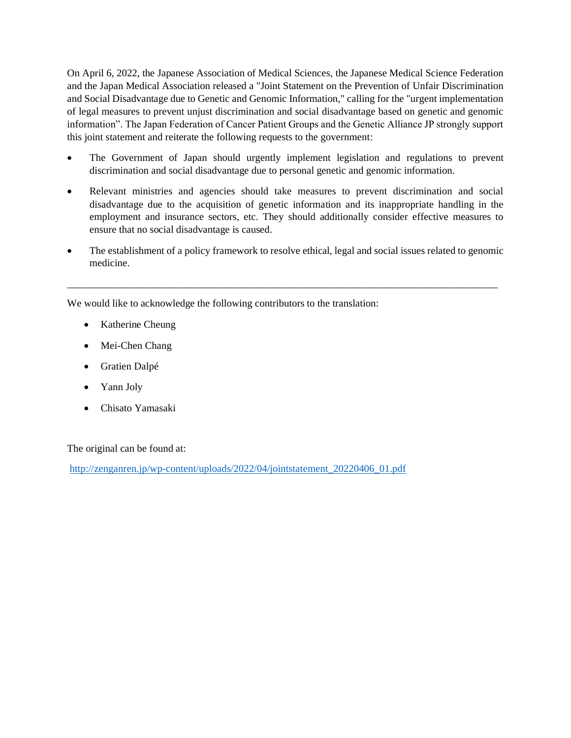On April 6, 2022, the Japanese Association of Medical Sciences, the Japanese Medical Science Federation and the Japan Medical Association released a "Joint Statement on the Prevention of Unfair Discrimination and Social Disadvantage due to Genetic and Genomic Information," calling for the "urgent implementation of legal measures to prevent unjust discrimination and social disadvantage based on genetic and genomic information". The Japan Federation of Cancer Patient Groups and the Genetic Alliance JP strongly support this joint statement and reiterate the following requests to the government:

- The Government of Japan should urgently implement legislation and regulations to prevent discrimination and social disadvantage due to personal genetic and genomic information.
- Relevant ministries and agencies should take measures to prevent discrimination and social disadvantage due to the acquisition of genetic information and its inappropriate handling in the employment and insurance sectors, etc. They should additionally consider effective measures to ensure that no social disadvantage is caused.
- The establishment of a policy framework to resolve ethical, legal and social issues related to genomic medicine.

---

We would like to acknowledge the following contributors to the translation:

- Katherine Cheung
- Mei-Chen Chang
- Gratien Dalpé
- Yann Joly
- Chisato Yamasaki

The original can be found at:

http://zenganren.jp/wp-content/uploads/2022/04/jointstatement_20220406_01.pdf